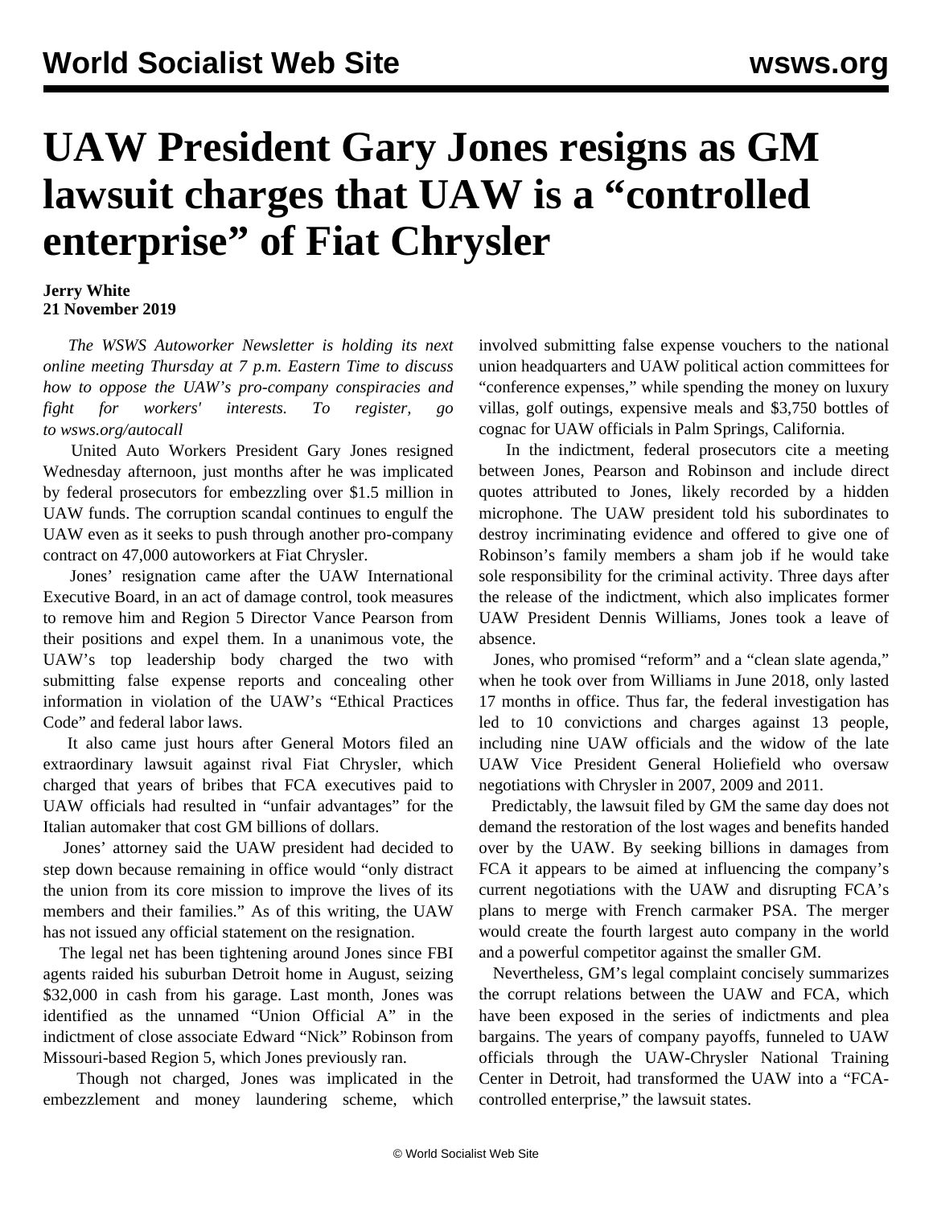# UAW President Gary Jones resigns as GM lawsuit charges that UAW is a "controlled enterprise" of Fiat Chrysler

**Jerry White**
**21 November 2019**

*The WSWS Autoworker Newsletter is holding its next online meeting Thursday at 7 p.m. Eastern Time to discuss how to oppose the UAW's pro-company conspiracies and fight for workers' interests. To register, go to wsws.org/autocall*

United Auto Workers President Gary Jones resigned Wednesday afternoon, just months after he was implicated by federal prosecutors for embezzling over $1.5 million in UAW funds. The corruption scandal continues to engulf the UAW even as it seeks to push through another pro-company contract on 47,000 autoworkers at Fiat Chrysler.

Jones' resignation came after the UAW International Executive Board, in an act of damage control, took measures to remove him and Region 5 Director Vance Pearson from their positions and expel them. In a unanimous vote, the UAW's top leadership body charged the two with submitting false expense reports and concealing other information in violation of the UAW's "Ethical Practices Code" and federal labor laws.

It also came just hours after General Motors filed an extraordinary lawsuit against rival Fiat Chrysler, which charged that years of bribes that FCA executives paid to UAW officials had resulted in "unfair advantages" for the Italian automaker that cost GM billions of dollars.

Jones' attorney said the UAW president had decided to step down because remaining in office would "only distract the union from its core mission to improve the lives of its members and their families." As of this writing, the UAW has not issued any official statement on the resignation.

The legal net has been tightening around Jones since FBI agents raided his suburban Detroit home in August, seizing $32,000 in cash from his garage. Last month, Jones was identified as the unnamed "Union Official A" in the indictment of close associate Edward "Nick" Robinson from Missouri-based Region 5, which Jones previously ran.

Though not charged, Jones was implicated in the embezzlement and money laundering scheme, which involved submitting false expense vouchers to the national union headquarters and UAW political action committees for "conference expenses," while spending the money on luxury villas, golf outings, expensive meals and $3,750 bottles of cognac for UAW officials in Palm Springs, California.

In the indictment, federal prosecutors cite a meeting between Jones, Pearson and Robinson and include direct quotes attributed to Jones, likely recorded by a hidden microphone. The UAW president told his subordinates to destroy incriminating evidence and offered to give one of Robinson's family members a sham job if he would take sole responsibility for the criminal activity. Three days after the release of the indictment, which also implicates former UAW President Dennis Williams, Jones took a leave of absence.

Jones, who promised "reform" and a "clean slate agenda," when he took over from Williams in June 2018, only lasted 17 months in office. Thus far, the federal investigation has led to 10 convictions and charges against 13 people, including nine UAW officials and the widow of the late UAW Vice President General Holiefield who oversaw negotiations with Chrysler in 2007, 2009 and 2011.

Predictably, the lawsuit filed by GM the same day does not demand the restoration of the lost wages and benefits handed over by the UAW. By seeking billions in damages from FCA it appears to be aimed at influencing the company's current negotiations with the UAW and disrupting FCA's plans to merge with French carmaker PSA. The merger would create the fourth largest auto company in the world and a powerful competitor against the smaller GM.

Nevertheless, GM's legal complaint concisely summarizes the corrupt relations between the UAW and FCA, which have been exposed in the series of indictments and plea bargains. The years of company payoffs, funneled to UAW officials through the UAW-Chrysler National Training Center in Detroit, had transformed the UAW into a "FCA-controlled enterprise," the lawsuit states.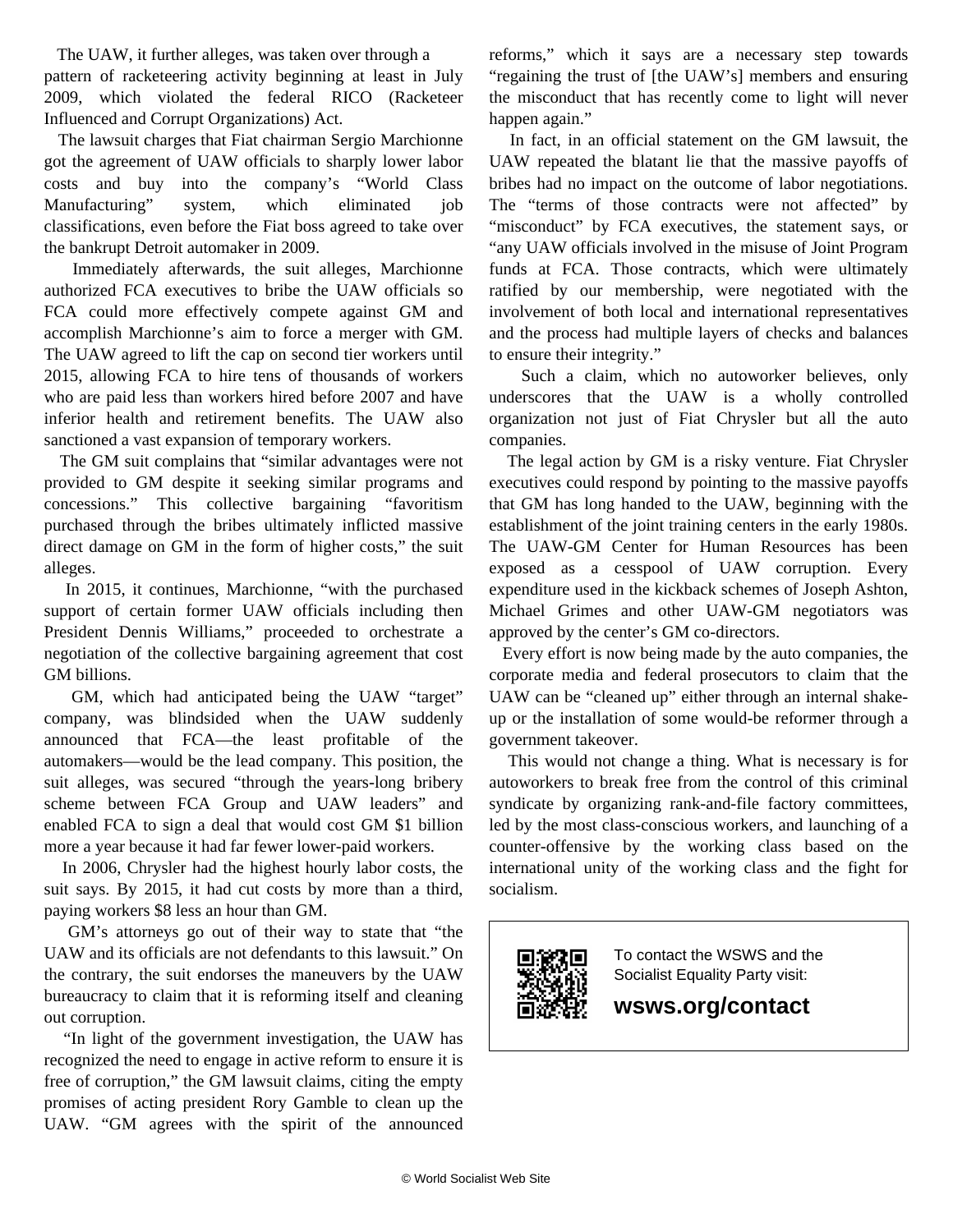The UAW, it further alleges, was taken over through a pattern of racketeering activity beginning at least in July 2009, which violated the federal RICO (Racketeer Influenced and Corrupt Organizations) Act.

The lawsuit charges that Fiat chairman Sergio Marchionne got the agreement of UAW officials to sharply lower labor costs and buy into the company's "World Class Manufacturing" system, which eliminated job classifications, even before the Fiat boss agreed to take over the bankrupt Detroit automaker in 2009.

Immediately afterwards, the suit alleges, Marchionne authorized FCA executives to bribe the UAW officials so FCA could more effectively compete against GM and accomplish Marchionne's aim to force a merger with GM. The UAW agreed to lift the cap on second tier workers until 2015, allowing FCA to hire tens of thousands of workers who are paid less than workers hired before 2007 and have inferior health and retirement benefits. The UAW also sanctioned a vast expansion of temporary workers.

The GM suit complains that "similar advantages were not provided to GM despite it seeking similar programs and concessions." This collective bargaining "favoritism purchased through the bribes ultimately inflicted massive direct damage on GM in the form of higher costs," the suit alleges.

In 2015, it continues, Marchionne, "with the purchased support of certain former UAW officials including then President Dennis Williams," proceeded to orchestrate a negotiation of the collective bargaining agreement that cost GM billions.

GM, which had anticipated being the UAW "target" company, was blindsided when the UAW suddenly announced that FCA—the least profitable of the automakers—would be the lead company. This position, the suit alleges, was secured "through the years-long bribery scheme between FCA Group and UAW leaders" and enabled FCA to sign a deal that would cost GM $1 billion more a year because it had far fewer lower-paid workers.

In 2006, Chrysler had the highest hourly labor costs, the suit says. By 2015, it had cut costs by more than a third, paying workers $8 less an hour than GM.

GM's attorneys go out of their way to state that "the UAW and its officials are not defendants to this lawsuit." On the contrary, the suit endorses the maneuvers by the UAW bureaucracy to claim that it is reforming itself and cleaning out corruption.

"In light of the government investigation, the UAW has recognized the need to engage in active reform to ensure it is free of corruption," the GM lawsuit claims, citing the empty promises of acting president Rory Gamble to clean up the UAW. "GM agrees with the spirit of the announced reforms," which it says are a necessary step towards "regaining the trust of [the UAW's] members and ensuring the misconduct that has recently come to light will never happen again."

In fact, in an official statement on the GM lawsuit, the UAW repeated the blatant lie that the massive payoffs of bribes had no impact on the outcome of labor negotiations. The "terms of those contracts were not affected" by "misconduct" by FCA executives, the statement says, or "any UAW officials involved in the misuse of Joint Program funds at FCA. Those contracts, which were ultimately ratified by our membership, were negotiated with the involvement of both local and international representatives and the process had multiple layers of checks and balances to ensure their integrity."

Such a claim, which no autoworker believes, only underscores that the UAW is a wholly controlled organization not just of Fiat Chrysler but all the auto companies.

The legal action by GM is a risky venture. Fiat Chrysler executives could respond by pointing to the massive payoffs that GM has long handed to the UAW, beginning with the establishment of the joint training centers in the early 1980s. The UAW-GM Center for Human Resources has been exposed as a cesspool of UAW corruption. Every expenditure used in the kickback schemes of Joseph Ashton, Michael Grimes and other UAW-GM negotiators was approved by the center's GM co-directors.

Every effort is now being made by the auto companies, the corporate media and federal prosecutors to claim that the UAW can be "cleaned up" either through an internal shake-up or the installation of some would-be reformer through a government takeover.

This would not change a thing. What is necessary is for autoworkers to break free from the control of this criminal syndicate by organizing rank-and-file factory committees, led by the most class-conscious workers, and launching of a counter-offensive by the working class based on the international unity of the working class and the fight for socialism.

To contact the WSWS and the Socialist Equality Party visit:

**wsws.org/contact**